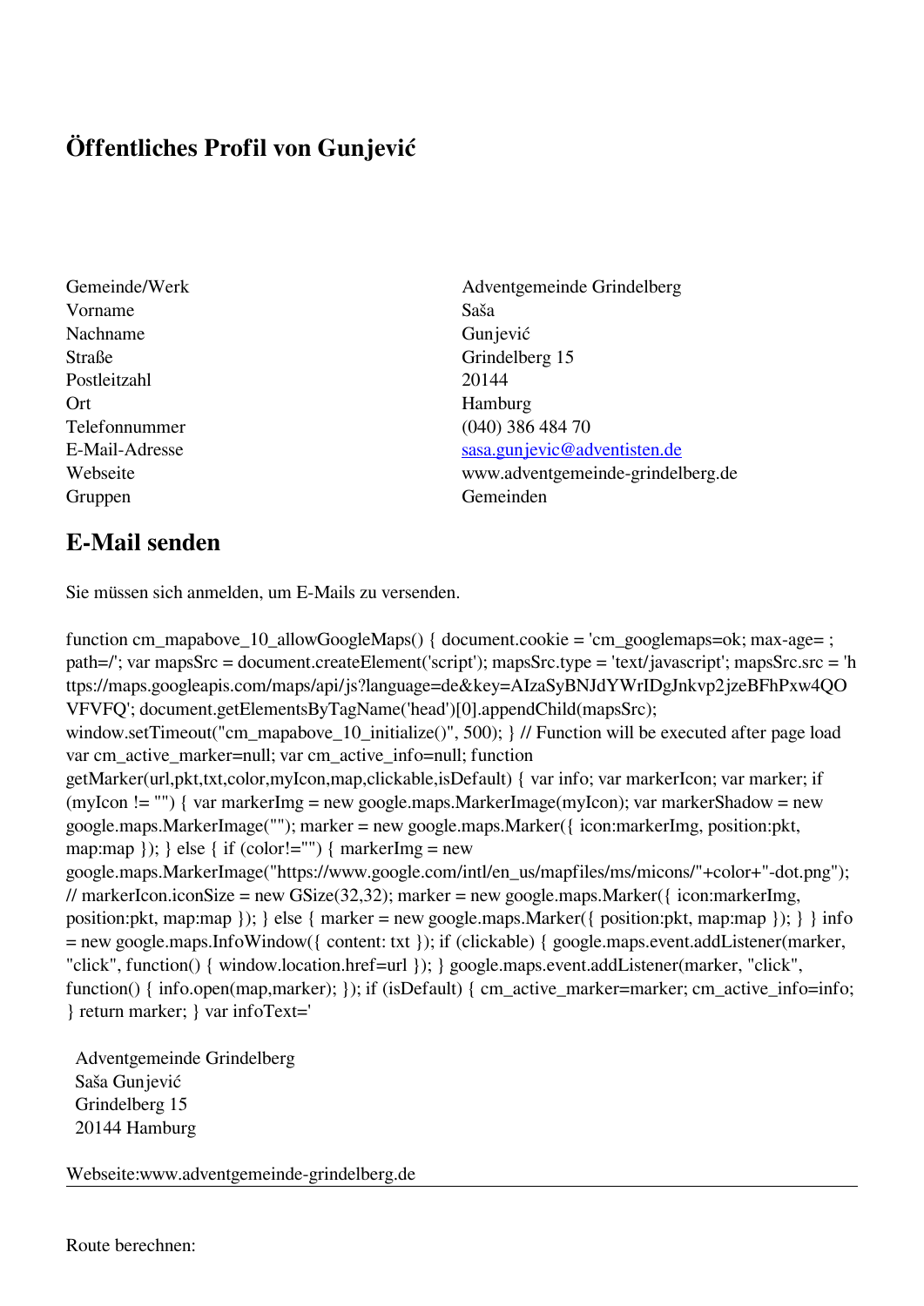# Öffentliches Profil von Gunjević

| | |
|---|---|
| Gemeinde/Werk | Adventgemeinde Grindelberg |
| Vorname | Saša |
| Nachname | Gunjević |
| Straße | Grindelberg 15 |
| Postleitzahl | 20144 |
| Ort | Hamburg |
| Telefonnummer | (040) 386 484 70 |
| E-Mail-Adresse | sasa.gunjevic@adventisten.de |
| Webseite | www.adventgemeinde-grindelberg.de |
| Gruppen | Gemeinden |

## E-Mail senden

Sie müssen sich anmelden, um E-Mails zu versenden.

function cm_mapabove_10_allowGoogleMaps() { document.cookie = 'cm_googlemaps=ok; max-age= ; path=/'; var mapsSrc = document.createElement('script'); mapsSrc.type = 'text/javascript'; mapsSrc.src = 'https://maps.googleapis.com/maps/api/js?language=de&key=AIzaSyBNJdYWrIDgJnkvp2jzeBFhPxw4QOVFVFQ'; document.getElementsByTagName('head')[0].appendChild(mapsSrc); window.setTimeout("cm_mapabove_10_initialize()", 500); } // Function will be executed after page load var cm_active_marker=null; var cm_active_info=null; function getMarker(url,pkt,txt,color,myIcon,map,clickable,isDefault) { var info; var markerIcon; var marker; if (myIcon != "") { var markerImg = new google.maps.MarkerImage(myIcon); var markerShadow = new google.maps.MarkerImage(""); marker = new google.maps.Marker({ icon:markerImg, position:pkt, map:map }); } else { if (color!="") { markerImg = new google.maps.MarkerImage("https://www.google.com/intl/en_us/mapfiles/ms/micons/"+color+"-dot.png"); // markerIcon.iconSize = new GSize(32,32); marker = new google.maps.Marker({ icon:markerImg, position:pkt, map:map }); } else { marker = new google.maps.Marker({ position:pkt, map:map }); } } info = new google.maps.InfoWindow({ content: txt }); if (clickable) { google.maps.event.addListener(marker, "click", function() { window.location.href=url }); } google.maps.event.addListener(marker, "click", function() { info.open(map,marker); }); if (isDefault) { cm_active_marker=marker; cm_active_info=info; } return marker; } var infoText='

Adventgemeinde Grindelberg
Saša Gunjević
Grindelberg 15
20144 Hamburg

Webseite:www.adventgemeinde-grindelberg.de

---

Route berechnen: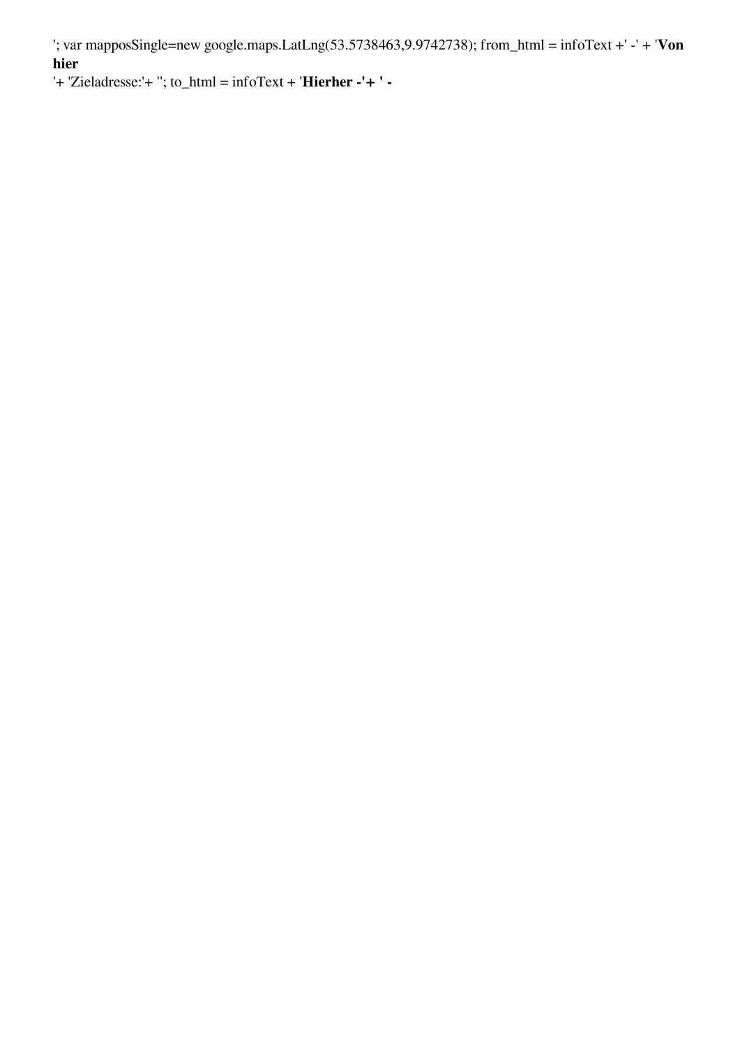'; var mapposSingle=new google.maps.LatLng(53.5738463,9.9742738); from_html = infoText +' -' + '**Von hier**
'+ 'Zieladresse:'+ ''; to_html = infoText + '**Hierher -'+ ' -**